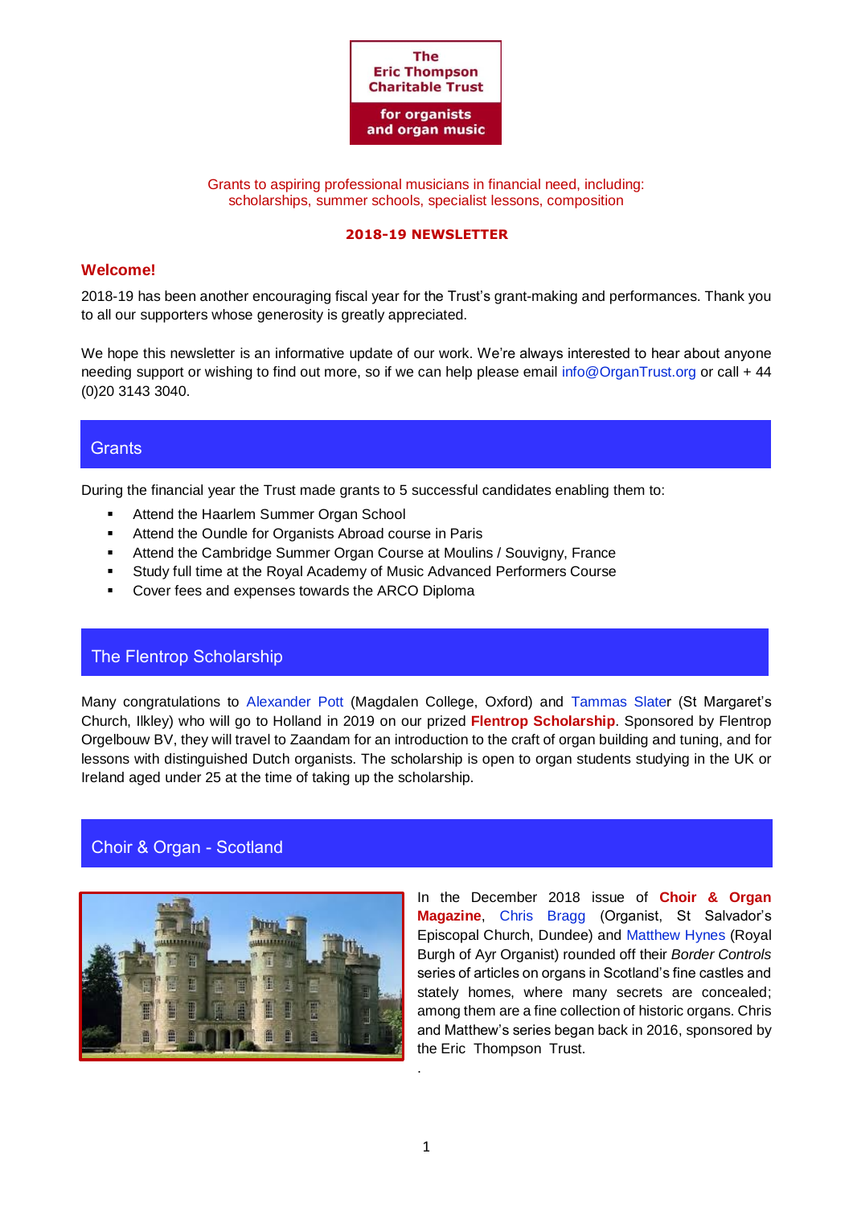**The Eric Thompson Charitable Trust**

**for organists and organ music**

Grants to aspiring professional musicians in financial need, including:
scholarships, summer schools, specialist lessons, composition

**2018-19 NEWSLETTER**

## Welcome!

2018-19 has been another encouraging fiscal year for the Trust's grant-making and performances. Thank you to all our supporters whose generosity is greatly appreciated.

We hope this newsletter is an informative update of our work. We're always interested to hear about anyone needing support or wishing to find out more, so if we can help please email info@OrganTrust.org or call + 44 (0)20 3143 3040.

## Grants

During the financial year the Trust made grants to 5 successful candidates enabling them to:

- Attend the Haarlem Summer Organ School
- Attend the Oundle for Organists Abroad course in Paris
- Attend the Cambridge Summer Organ Course at Moulins / Souvigny, France
- Study full time at the Royal Academy of Music Advanced Performers Course
- Cover fees and expenses towards the ARCO Diploma

## The Flentrop Scholarship

Many congratulations to Alexander Pott (Magdalen College, Oxford) and Tammas Slater (St Margaret's Church, Ilkley) who will go to Holland in 2019 on our prized **Flentrop Scholarship**. Sponsored by Flentrop Orgelbouw BV, they will travel to Zaandam for an introduction to the craft of organ building and tuning, and for lessons with distinguished Dutch organists. The scholarship is open to organ students studying in the UK or Ireland aged under 25 at the time of taking up the scholarship.

## Choir & Organ - Scotland

In the December 2018 issue of **Choir & Organ Magazine**, Chris Bragg (Organist, St Salvador's Episcopal Church, Dundee) and Matthew Hynes (Royal Burgh of Ayr Organist) rounded off their *Border Controls* series of articles on organs in Scotland's fine castles and stately homes, where many secrets are concealed; among them are a fine collection of historic organs. Chris and Matthew's series began back in 2016, sponsored by the Eric Thompson Trust.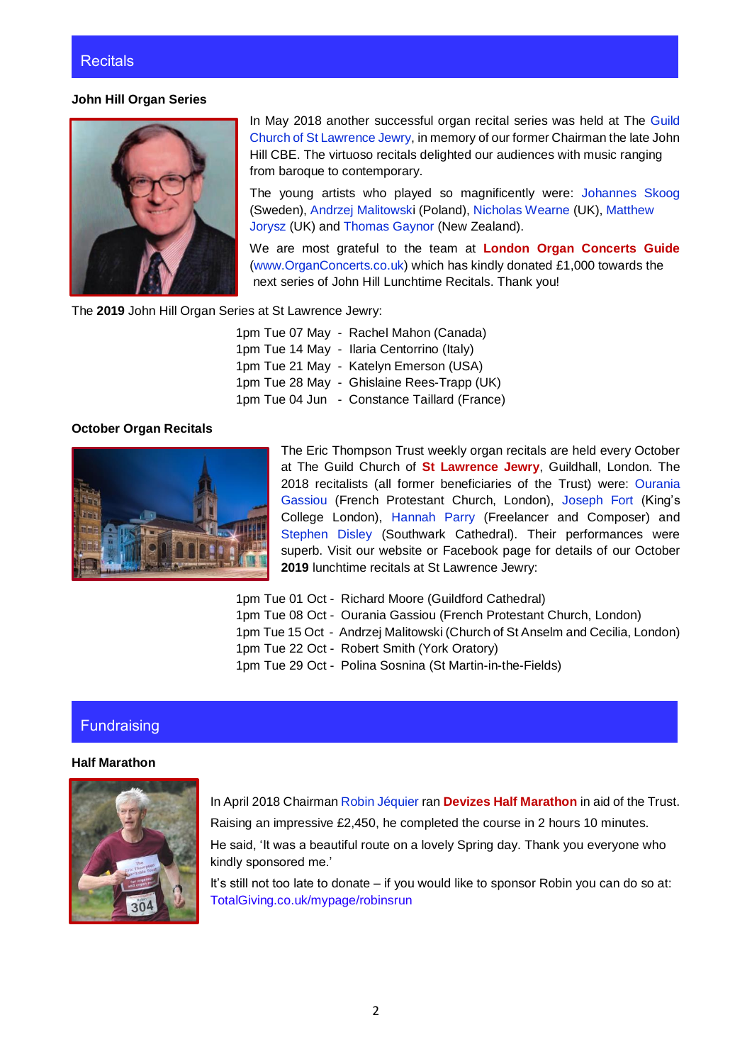## Recitals

### John Hill Organ Series

In May 2018 another successful organ recital series was held at The Guild Church of St Lawrence Jewry, in memory of our former Chairman the late John Hill CBE. The virtuoso recitals delighted our audiences with music ranging from baroque to contemporary.

The young artists who played so magnificently were: Johannes Skoog (Sweden), Andrzej Malitowski (Poland), Nicholas Wearne (UK), Matthew Jorysz (UK) and Thomas Gaynor (New Zealand).

We are most grateful to the team at **London Organ Concerts Guide** (www.OrganConcerts.co.uk) which has kindly donated £1,000 towards the next series of John Hill Lunchtime Recitals. Thank you!

The **2019** John Hill Organ Series at St Lawrence Jewry:

1pm Tue 07 May - Rachel Mahon (Canada)
1pm Tue 14 May - Ilaria Centorrino (Italy)
1pm Tue 21 May - Katelyn Emerson (USA)
1pm Tue 28 May - Ghislaine Rees-Trapp (UK)
1pm Tue 04 Jun - Constance Taillard (France)

### October Organ Recitals

The Eric Thompson Trust weekly organ recitals are held every October at The Guild Church of **St Lawrence Jewry**, Guildhall, London. The 2018 recitalists (all former beneficiaries of the Trust) were: Ourania Gassiou (French Protestant Church, London), Joseph Fort (King's College London), Hannah Parry (Freelancer and Composer) and Stephen Disley (Southwark Cathedral). Their performances were superb. Visit our website or Facebook page for details of our October **2019** lunchtime recitals at St Lawrence Jewry:

1pm Tue 01 Oct - Richard Moore (Guildford Cathedral)
1pm Tue 08 Oct - Ourania Gassiou (French Protestant Church, London)
1pm Tue 15 Oct - Andrzej Malitowski (Church of St Anselm and Cecilia, London)
1pm Tue 22 Oct - Robert Smith (York Oratory)
1pm Tue 29 Oct - Polina Sosnina (St Martin-in-the-Fields)

## Fundraising

### Half Marathon

In April 2018 Chairman Robin Jéquier ran **Devizes Half Marathon** in aid of the Trust. Raising an impressive £2,450, he completed the course in 2 hours 10 minutes.

He said, 'It was a beautiful route on a lovely Spring day. Thank you everyone who kindly sponsored me.'

It's still not too late to donate – if you would like to sponsor Robin you can do so at: TotalGiving.co.uk/mypage/robinsrun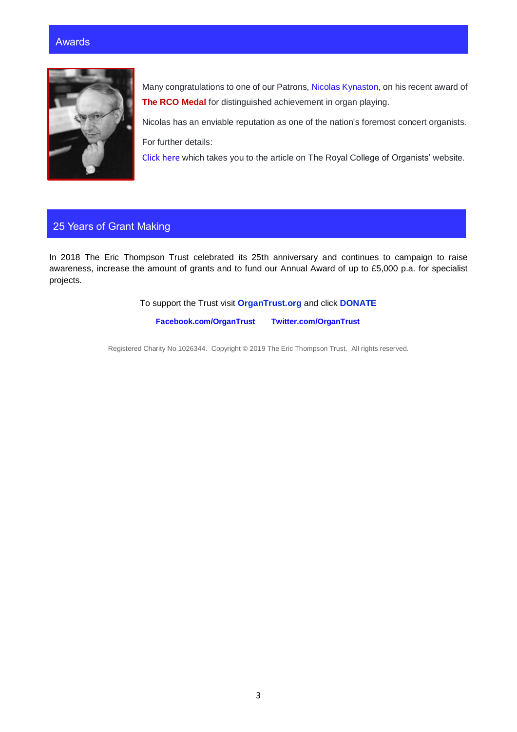## Awards

Many congratulations to one of our Patrons, Nicolas Kynaston, on his recent award of **The RCO Medal** for distinguished achievement in organ playing.

Nicolas has an enviable reputation as one of the nation's foremost concert organists.

For further details:

Click here which takes you to the article on The Royal College of Organists' website.

## 25 Years of Grant Making

In 2018 The Eric Thompson Trust celebrated its 25th anniversary and continues to campaign to raise awareness, increase the amount of grants and to fund our Annual Award of up to £5,000 p.a. for specialist projects.

To support the Trust visit **OrganTrust.org** and click **DONATE**

**Facebook.com/OrganTrust** **Twitter.com/OrganTrust**

Registered Charity No 1026344. Copyright © 2019 The Eric Thompson Trust. All rights reserved.